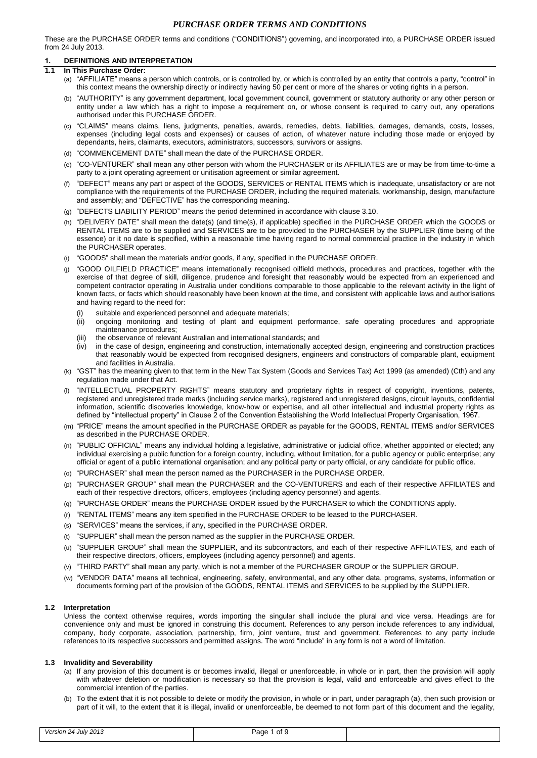# *PURCHASE ORDER TERMS AND CONDITIONS*

These are the PURCHASE ORDER terms and conditions ("CONDITIONS") governing, and incorporated into, a PURCHASE ORDER issued from 24 July 2013.

## 1. DEFINITIONS AND INTERPRETATION

### 1.1 In This Purchase Order:

(a) "AFFILIATE" means a person which controls, or is controlled by, or which is controlled by an entity that controls a party, "control" in this context means the ownership directly or indirectly having 50 per cent or more of the shares or voting rights in a person.

(b) "AUTHORITY" is any government department, local government council, government or statutory authority or any other person or entity under a law which has a right to impose a requirement on, or whose consent is required to carry out, any operations authorised under this PURCHASE ORDER.

(c) "CLAIMS" means claims, liens, judgments, penalties, awards, remedies, debts, liabilities, damages, demands, costs, losses, expenses (including legal costs and expenses) or causes of action, of whatever nature including those made or enjoyed by dependants, heirs, claimants, executors, administrators, successors, survivors or assigns.

(d) "COMMENCEMENT DATE" shall mean the date of the PURCHASE ORDER.

(e) "CO-VENTURER" shall mean any other person with whom the PURCHASER or its AFFILIATES are or may be from time-to-time a party to a joint operating agreement or unitisation agreement or similar agreement.

(f) "DEFECT" means any part or aspect of the GOODS, SERVICES or RENTAL ITEMS which is inadequate, unsatisfactory or are not compliance with the requirements of the PURCHASE ORDER, including the required materials, workmanship, design, manufacture and assembly; and "DEFECTIVE" has the corresponding meaning.

(g) "DEFECTS LIABILITY PERIOD" means the period determined in accordance with clause 3.10.

(h) "DELIVERY DATE" shall mean the date(s) (and time(s), if applicable) specified in the PURCHASE ORDER which the GOODS or RENTAL ITEMS are to be supplied and SERVICES are to be provided to the PURCHASER by the SUPPLIER (time being of the essence) or it no date is specified, within a reasonable time having regard to normal commercial practice in the industry in which the PURCHASER operates.

(i) "GOODS" shall mean the materials and/or goods, if any, specified in the PURCHASE ORDER.

(j) "GOOD OILFIELD PRACTICE" means internationally recognised oilfield methods, procedures and practices, together with the exercise of that degree of skill, diligence, prudence and foresight that reasonably would be expected from an experienced and competent contractor operating in Australia under conditions comparable to those applicable to the relevant activity in the light of known facts, or facts which should reasonably have been known at the time, and consistent with applicable laws and authorisations and having regard to the need for:

  (i) suitable and experienced personnel and adequate materials;
  
  (ii) ongoing monitoring and testing of plant and equipment performance, safe operating procedures and appropriate maintenance procedures;
  
  (iii) the observance of relevant Australian and international standards; and
  
  (iv) in the case of design, engineering and construction, internationally accepted design, engineering and construction practices that reasonably would be expected from recognised designers, engineers and constructors of comparable plant, equipment and facilities in Australia.

(k) "GST" has the meaning given to that term in the New Tax System (Goods and Services Tax) Act 1999 (as amended) (Cth) and any regulation made under that Act.

(l) "INTELLECTUAL PROPERTY RIGHTS" means statutory and proprietary rights in respect of copyright, inventions, patents, registered and unregistered trade marks (including service marks), registered and unregistered designs, circuit layouts, confidential information, scientific discoveries knowledge, know-how or expertise, and all other intellectual and industrial property rights as defined by "intellectual property" in Clause 2 of the Convention Establishing the World Intellectual Property Organisation, 1967.

(m) "PRICE" means the amount specified in the PURCHASE ORDER as payable for the GOODS, RENTAL ITEMS and/or SERVICES as described in the PURCHASE ORDER.

(n) "PUBLIC OFFICIAL" means any individual holding a legislative, administrative or judicial office, whether appointed or elected; any individual exercising a public function for a foreign country, including, without limitation, for a public agency or public enterprise; any official or agent of a public international organisation; and any political party or party official, or any candidate for public office.

(o) "PURCHASER" shall mean the person named as the PURCHASER in the PURCHASE ORDER.

(p) "PURCHASER GROUP" shall mean the PURCHASER and the CO-VENTURERS and each of their respective AFFILIATES and each of their respective directors, officers, employees (including agency personnel) and agents.

(q) "PURCHASE ORDER" means the PURCHASE ORDER issued by the PURCHASER to which the CONDITIONS apply.

(r) "RENTAL ITEMS" means any item specified in the PURCHASE ORDER to be leased to the PURCHASER.

(s) "SERVICES" means the services, if any, specified in the PURCHASE ORDER.

(t) "SUPPLIER" shall mean the person named as the supplier in the PURCHASE ORDER.

(u) "SUPPLIER GROUP" shall mean the SUPPLIER, and its subcontractors, and each of their respective AFFILIATES, and each of their respective directors, officers, employees (including agency personnel) and agents.

(v) "THIRD PARTY" shall mean any party, which is not a member of the PURCHASER GROUP or the SUPPLIER GROUP.

(w) "VENDOR DATA" means all technical, engineering, safety, environmental, and any other data, programs, systems, information or documents forming part of the provision of the GOODS, RENTAL ITEMS and SERVICES to be supplied by the SUPPLIER.

### 1.2 Interpretation

Unless the context otherwise requires, words importing the singular shall include the plural and vice versa. Headings are for convenience only and must be ignored in construing this document. References to any person include references to any individual, company, body corporate, association, partnership, firm, joint venture, trust and government. References to any party include references to its respective successors and permitted assigns. The word "include" in any form is not a word of limitation.

### 1.3 Invalidity and Severability

(a) If any provision of this document is or becomes invalid, illegal or unenforceable, in whole or in part, then the provision will apply with whatever deletion or modification is necessary so that the provision is legal, valid and enforceable and gives effect to the commercial intention of the parties.

(b) To the extent that it is not possible to delete or modify the provision, in whole or in part, under paragraph (a), then such provision or part of it will, to the extent that it is illegal, invalid or unenforceable, be deemed to not form part of this document and the legality,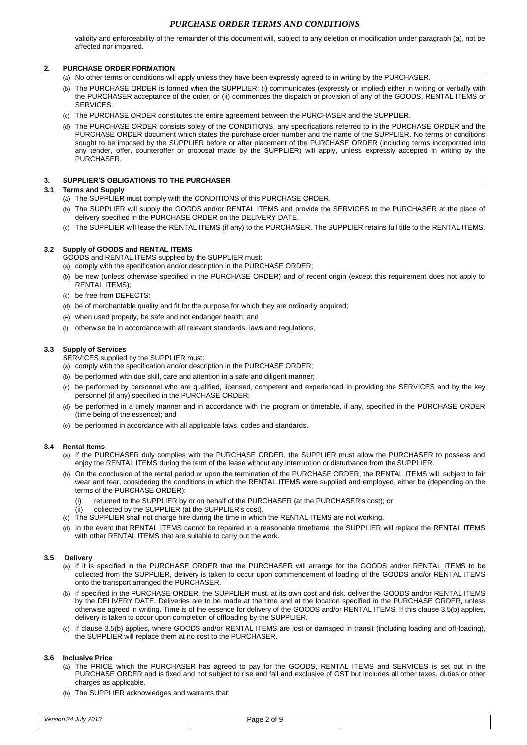validity and enforceability of the remainder of this document will, subject to any deletion or modification under paragraph (a), not be affected nor impaired.

## 2. PURCHASE ORDER FORMATION

(a) No other terms or conditions will apply unless they have been expressly agreed to in writing by the PURCHASER.

(b) The PURCHASE ORDER is formed when the SUPPLIER: (i) communicates (expressly or implied) either in writing or verbally with the PURCHASER acceptance of the order; or (ii) commences the dispatch or provision of any of the GOODS, RENTAL ITEMS or SERVICES.

(c) The PURCHASE ORDER constitutes the entire agreement between the PURCHASER and the SUPPLIER.

(d) The PURCHASE ORDER consists solely of the CONDITIONS, any specifications referred to in the PURCHASE ORDER and the PURCHASE ORDER document which states the purchase order number and the name of the SUPPLIER. No terms or conditions sought to be imposed by the SUPPLIER before or after placement of the PURCHASE ORDER (including terms incorporated into any tender, offer, counteroffer or proposal made by the SUPPLIER) will apply, unless expressly accepted in writing by the PURCHASER.

## 3. SUPPLIER'S OBLIGATIONS TO THE PURCHASER

### 3.1 Terms and Supply

(a) The SUPPLIER must comply with the CONDITIONS of this PURCHASE ORDER.

(b) The SUPPLIER will supply the GOODS and/or RENTAL ITEMS and provide the SERVICES to the PURCHASER at the place of delivery specified in the PURCHASE ORDER on the DELIVERY DATE.

(c) The SUPPLIER will lease the RENTAL ITEMS (if any) to the PURCHASER. The SUPPLIER retains full title to the RENTAL ITEMS.

### 3.2 Supply of GOODS and RENTAL ITEMS

GOODS and RENTAL ITEMS supplied by the SUPPLIER must:

(a) comply with the specification and/or description in the PURCHASE ORDER;

(b) be new (unless otherwise specified in the PURCHASE ORDER) and of recent origin (except this requirement does not apply to RENTAL ITEMS);

(c) be free from DEFECTS;

(d) be of merchantable quality and fit for the purpose for which they are ordinarily acquired;

(e) when used properly, be safe and not endanger health; and

(f) otherwise be in accordance with all relevant standards, laws and regulations.

### 3.3 Supply of Services

SERVICES supplied by the SUPPLIER must:

(a) comply with the specification and/or description in the PURCHASE ORDER;

(b) be performed with due skill, care and attention in a safe and diligent manner;

(c) be performed by personnel who are qualified, licensed, competent and experienced in providing the SERVICES and by the key personnel (if any) specified in the PURCHASE ORDER;

(d) be performed in a timely manner and in accordance with the program or timetable, if any, specified in the PURCHASE ORDER (time being of the essence); and

(e) be performed in accordance with all applicable laws, codes and standards.

### 3.4 Rental Items

(a) If the PURCHASER duly complies with the PURCHASE ORDER, the SUPPLIER must allow the PURCHASER to possess and enjoy the RENTAL ITEMS during the term of the lease without any interruption or disturbance from the SUPPLIER.

(b) On the conclusion of the rental period or upon the termination of the PURCHASE ORDER, the RENTAL ITEMS will, subject to fair wear and tear, considering the conditions in which the RENTAL ITEMS were supplied and employed, either be (depending on the terms of the PURCHASE ORDER):

   (i) returned to the SUPPLIER by or on behalf of the PURCHASER (at the PURCHASER's cost); or

   (ii) collected by the SUPPLIER (at the SUPPLIER's cost).

(c) The SUPPLIER shall not charge hire during the time in which the RENTAL ITEMS are not working.

(d) In the event that RENTAL ITEMS cannot be repaired in a reasonable timeframe, the SUPPLIER will replace the RENTAL ITEMS with other RENTAL ITEMS that are suitable to carry out the work.

### 3.5 Delivery

(a) If it is specified in the PURCHASE ORDER that the PURCHASER will arrange for the GOODS and/or RENTAL ITEMS to be collected from the SUPPLIER, delivery is taken to occur upon commencement of loading of the GOODS and/or RENTAL ITEMS onto the transport arranged the PURCHASER.

(b) If specified in the PURCHASE ORDER, the SUPPLIER must, at its own cost and risk, deliver the GOODS and/or RENTAL ITEMS by the DELIVERY DATE. Deliveries are to be made at the time and at the location specified in the PURCHASE ORDER, unless otherwise agreed in writing. Time is of the essence for delivery of the GOODS and/or RENTAL ITEMS. If this clause 3.5(b) applies, delivery is taken to occur upon completion of offloading by the SUPPLIER.

(c) If clause 3.5(b) applies, where GOODS and/or RENTAL ITEMS are lost or damaged in transit (including loading and off-loading), the SUPPLIER will replace them at no cost to the PURCHASER.

### 3.6 Inclusive Price

(a) The PRICE which the PURCHASER has agreed to pay for the GOODS, RENTAL ITEMS and SERVICES is set out in the PURCHASE ORDER and is fixed and not subject to rise and fall and exclusive of GST but includes all other taxes, duties or other charges as applicable.

(b) The SUPPLIER acknowledges and warrants that: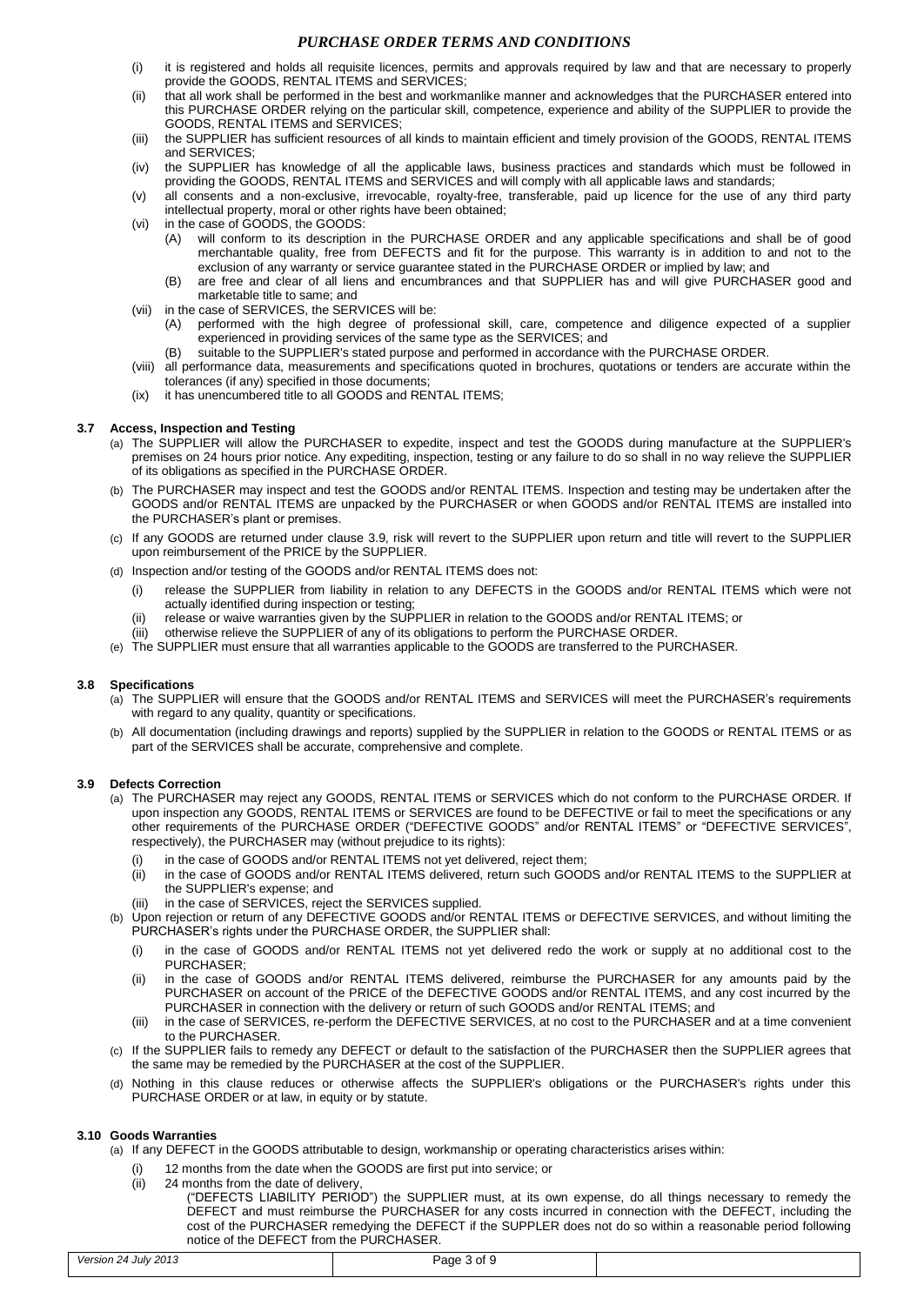(i) it is registered and holds all requisite licences, permits and approvals required by law and that are necessary to properly provide the GOODS, RENTAL ITEMS and SERVICES;

(ii) that all work shall be performed in the best and workmanlike manner and acknowledges that the PURCHASER entered into this PURCHASE ORDER relying on the particular skill, competence, experience and ability of the SUPPLIER to provide the GOODS, RENTAL ITEMS and SERVICES;

(iii) the SUPPLIER has sufficient resources of all kinds to maintain efficient and timely provision of the GOODS, RENTAL ITEMS and SERVICES;

(iv) the SUPPLIER has knowledge of all the applicable laws, business practices and standards which must be followed in providing the GOODS, RENTAL ITEMS and SERVICES and will comply with all applicable laws and standards;

(v) all consents and a non-exclusive, irrevocable, royalty-free, transferable, paid up licence for the use of any third party intellectual property, moral or other rights have been obtained;

(vi) in the case of GOODS, the GOODS:

(A) will conform to its description in the PURCHASE ORDER and any applicable specifications and shall be of good merchantable quality, free from DEFECTS and fit for the purpose. This warranty is in addition to and not to the exclusion of any warranty or service guarantee stated in the PURCHASE ORDER or implied by law; and

(B) are free and clear of all liens and encumbrances and that SUPPLIER has and will give PURCHASER good and marketable title to same; and

(vii) in the case of SERVICES, the SERVICES will be:

(A) performed with the high degree of professional skill, care, competence and diligence expected of a supplier experienced in providing services of the same type as the SERVICES; and

(B) suitable to the SUPPLIER's stated purpose and performed in accordance with the PURCHASE ORDER.

(viii) all performance data, measurements and specifications quoted in brochures, quotations or tenders are accurate within the tolerances (if any) specified in those documents;

(ix) it has unencumbered title to all GOODS and RENTAL ITEMS;

### 3.7 Access, Inspection and Testing

(a) The SUPPLIER will allow the PURCHASER to expedite, inspect and test the GOODS during manufacture at the SUPPLIER's premises on 24 hours prior notice. Any expediting, inspection, testing or any failure to do so shall in no way relieve the SUPPLIER of its obligations as specified in the PURCHASE ORDER.

(b) The PURCHASER may inspect and test the GOODS and/or RENTAL ITEMS. Inspection and testing may be undertaken after the GOODS and/or RENTAL ITEMS are unpacked by the PURCHASER or when GOODS and/or RENTAL ITEMS are installed into the PURCHASER's plant or premises.

(c) If any GOODS are returned under clause 3.9, risk will revert to the SUPPLIER upon return and title will revert to the SUPPLIER upon reimbursement of the PRICE by the SUPPLIER.

(d) Inspection and/or testing of the GOODS and/or RENTAL ITEMS does not:

(i) release the SUPPLIER from liability in relation to any DEFECTS in the GOODS and/or RENTAL ITEMS which were not actually identified during inspection or testing;

(ii) release or waive warranties given by the SUPPLIER in relation to the GOODS and/or RENTAL ITEMS; or

(iii) otherwise relieve the SUPPLIER of any of its obligations to perform the PURCHASE ORDER.

(e) The SUPPLIER must ensure that all warranties applicable to the GOODS are transferred to the PURCHASER.

### 3.8 Specifications

(a) The SUPPLIER will ensure that the GOODS and/or RENTAL ITEMS and SERVICES will meet the PURCHASER's requirements with regard to any quality, quantity or specifications.

(b) All documentation (including drawings and reports) supplied by the SUPPLIER in relation to the GOODS or RENTAL ITEMS or as part of the SERVICES shall be accurate, comprehensive and complete.

### 3.9 Defects Correction

(a) The PURCHASER may reject any GOODS, RENTAL ITEMS or SERVICES which do not conform to the PURCHASE ORDER. If upon inspection any GOODS, RENTAL ITEMS or SERVICES are found to be DEFECTIVE or fail to meet the specifications or any other requirements of the PURCHASE ORDER ("DEFECTIVE GOODS" and/or RENTAL ITEMS" or "DEFECTIVE SERVICES", respectively), the PURCHASER may (without prejudice to its rights):

(i) in the case of GOODS and/or RENTAL ITEMS not yet delivered, reject them;

(ii) in the case of GOODS and/or RENTAL ITEMS delivered, return such GOODS and/or RENTAL ITEMS to the SUPPLIER at the SUPPLIER's expense; and

(iii) in the case of SERVICES, reject the SERVICES supplied.

(b) Upon rejection or return of any DEFECTIVE GOODS and/or RENTAL ITEMS or DEFECTIVE SERVICES, and without limiting the PURCHASER's rights under the PURCHASE ORDER, the SUPPLIER shall:

(i) in the case of GOODS and/or RENTAL ITEMS not yet delivered redo the work or supply at no additional cost to the PURCHASER;

(ii) in the case of GOODS and/or RENTAL ITEMS delivered, reimburse the PURCHASER for any amounts paid by the PURCHASER on account of the PRICE of the DEFECTIVE GOODS and/or RENTAL ITEMS, and any cost incurred by the PURCHASER in connection with the delivery or return of such GOODS and/or RENTAL ITEMS; and

(iii) in the case of SERVICES, re-perform the DEFECTIVE SERVICES, at no cost to the PURCHASER and at a time convenient to the PURCHASER.

(c) If the SUPPLIER fails to remedy any DEFECT or default to the satisfaction of the PURCHASER then the SUPPLIER agrees that the same may be remedied by the PURCHASER at the cost of the SUPPLIER.

(d) Nothing in this clause reduces or otherwise affects the SUPPLIER's obligations or the PURCHASER's rights under this PURCHASE ORDER or at law, in equity or by statute.

### 3.10 Goods Warranties

(a) If any DEFECT in the GOODS attributable to design, workmanship or operating characteristics arises within:

(i) 12 months from the date when the GOODS are first put into service; or

(ii) 24 months from the date of delivery,

("DEFECTS LIABILITY PERIOD") the SUPPLIER must, at its own expense, do all things necessary to remedy the DEFECT and must reimburse the PURCHASER for any costs incurred in connection with the DEFECT, including the cost of the PURCHASER remedying the DEFECT if the SUPPLER does not do so within a reasonable period following notice of the DEFECT from the PURCHASER.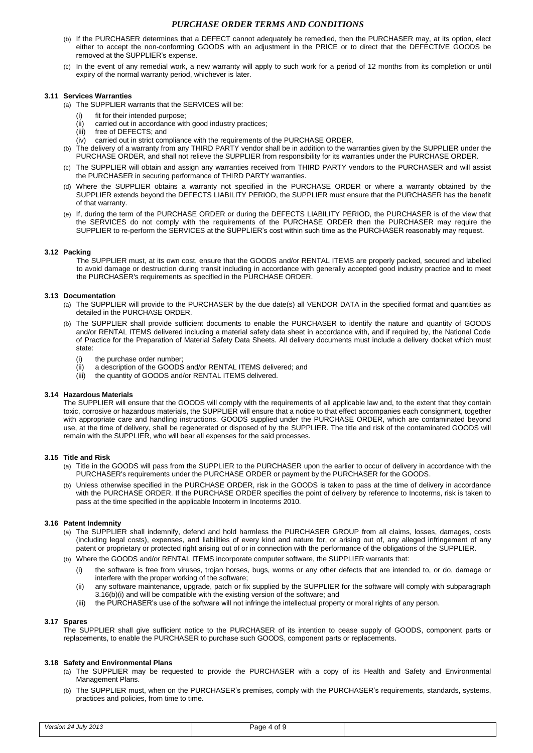(b) If the PURCHASER determines that a DEFECT cannot adequately be remedied, then the PURCHASER may, at its option, elect either to accept the non-conforming GOODS with an adjustment in the PRICE or to direct that the DEFECTIVE GOODS be removed at the SUPPLIER's expense.

(c) In the event of any remedial work, a new warranty will apply to such work for a period of 12 months from its completion or until expiry of the normal warranty period, whichever is later.

### 3.11 Services Warranties

(a) The SUPPLIER warrants that the SERVICES will be:

- (i) fit for their intended purpose;
- (ii) carried out in accordance with good industry practices;
- (iii) free of DEFECTS; and
- (iv) carried out in strict compliance with the requirements of the PURCHASE ORDER.

(b) The delivery of a warranty from any THIRD PARTY vendor shall be in addition to the warranties given by the SUPPLIER under the PURCHASE ORDER, and shall not relieve the SUPPLIER from responsibility for its warranties under the PURCHASE ORDER.

(c) The SUPPLIER will obtain and assign any warranties received from THIRD PARTY vendors to the PURCHASER and will assist the PURCHASER in securing performance of THIRD PARTY warranties.

(d) Where the SUPPLIER obtains a warranty not specified in the PURCHASE ORDER or where a warranty obtained by the SUPPLIER extends beyond the DEFECTS LIABILITY PERIOD, the SUPPLIER must ensure that the PURCHASER has the benefit of that warranty.

(e) If, during the term of the PURCHASE ORDER or during the DEFECTS LIABILITY PERIOD, the PURCHASER is of the view that the SERVICES do not comply with the requirements of the PURCHASE ORDER then the PURCHASER may require the SUPPLIER to re-perform the SERVICES at the SUPPLIER's cost within such time as the PURCHASER reasonably may request.

### 3.12 Packing

The SUPPLIER must, at its own cost, ensure that the GOODS and/or RENTAL ITEMS are properly packed, secured and labelled to avoid damage or destruction during transit including in accordance with generally accepted good industry practice and to meet the PURCHASER's requirements as specified in the PURCHASE ORDER.

### 3.13 Documentation

(a) The SUPPLIER will provide to the PURCHASER by the due date(s) all VENDOR DATA in the specified format and quantities as detailed in the PURCHASE ORDER.

(b) The SUPPLIER shall provide sufficient documents to enable the PURCHASER to identify the nature and quantity of GOODS and/or RENTAL ITEMS delivered including a material safety data sheet in accordance with, and if required by, the National Code of Practice for the Preparation of Material Safety Data Sheets. All delivery documents must include a delivery docket which must state:

- (i) the purchase order number;
- (ii) a description of the GOODS and/or RENTAL ITEMS delivered; and
- (iii) the quantity of GOODS and/or RENTAL ITEMS delivered.

### 3.14 Hazardous Materials

The SUPPLIER will ensure that the GOODS will comply with the requirements of all applicable law and, to the extent that they contain toxic, corrosive or hazardous materials, the SUPPLIER will ensure that a notice to that effect accompanies each consignment, together with appropriate care and handling instructions. GOODS supplied under the PURCHASE ORDER, which are contaminated beyond use, at the time of delivery, shall be regenerated or disposed of by the SUPPLIER. The title and risk of the contaminated GOODS will remain with the SUPPLIER, who will bear all expenses for the said processes.

### 3.15 Title and Risk

(a) Title in the GOODS will pass from the SUPPLIER to the PURCHASER upon the earlier to occur of delivery in accordance with the PURCHASER's requirements under the PURCHASE ORDER or payment by the PURCHASER for the GOODS.

(b) Unless otherwise specified in the PURCHASE ORDER, risk in the GOODS is taken to pass at the time of delivery in accordance with the PURCHASE ORDER. If the PURCHASE ORDER specifies the point of delivery by reference to Incoterms, risk is taken to pass at the time specified in the applicable Incoterm in Incoterms 2010.

### 3.16 Patent Indemnity

(a) The SUPPLIER shall indemnify, defend and hold harmless the PURCHASER GROUP from all claims, losses, damages, costs (including legal costs), expenses, and liabilities of every kind and nature for, or arising out of, any alleged infringement of any patent or proprietary or protected right arising out of or in connection with the performance of the obligations of the SUPPLIER.

(b) Where the GOODS and/or RENTAL ITEMS incorporate computer software, the SUPPLIER warrants that:

- (i) the software is free from viruses, trojan horses, bugs, worms or any other defects that are intended to, or do, damage or interfere with the proper working of the software;
- (ii) any software maintenance, upgrade, patch or fix supplied by the SUPPLIER for the software will comply with subparagraph 3.16(b)(i) and will be compatible with the existing version of the software; and
- (iii) the PURCHASER's use of the software will not infringe the intellectual property or moral rights of any person.

### 3.17 Spares

The SUPPLIER shall give sufficient notice to the PURCHASER of its intention to cease supply of GOODS, component parts or replacements, to enable the PURCHASER to purchase such GOODS, component parts or replacements.

### 3.18 Safety and Environmental Plans

(a) The SUPPLIER may be requested to provide the PURCHASER with a copy of its Health and Safety and Environmental Management Plans.

(b) The SUPPLIER must, when on the PURCHASER's premises, comply with the PURCHASER's requirements, standards, systems, practices and policies, from time to time.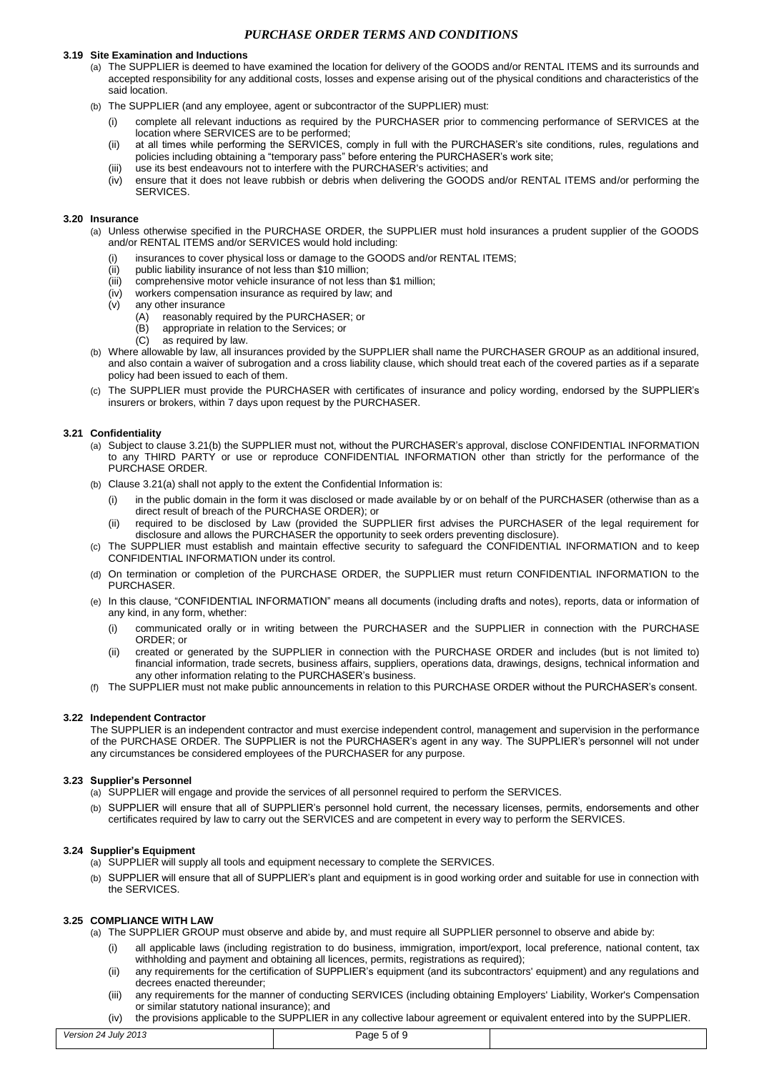### 3.19 Site Examination and Inductions

(a) The SUPPLIER is deemed to have examined the location for delivery of the GOODS and/or RENTAL ITEMS and its surrounds and accepted responsibility for any additional costs, losses and expense arising out of the physical conditions and characteristics of the said location.

(b) The SUPPLIER (and any employee, agent or subcontractor of the SUPPLIER) must:

(i) complete all relevant inductions as required by the PURCHASER prior to commencing performance of SERVICES at the location where SERVICES are to be performed;

(ii) at all times while performing the SERVICES, comply in full with the PURCHASER's site conditions, rules, regulations and policies including obtaining a "temporary pass" before entering the PURCHASER's work site;

(iii) use its best endeavours not to interfere with the PURCHASER's activities; and

(iv) ensure that it does not leave rubbish or debris when delivering the GOODS and/or RENTAL ITEMS and/or performing the SERVICES.

### 3.20 Insurance

(a) Unless otherwise specified in the PURCHASE ORDER, the SUPPLIER must hold insurances a prudent supplier of the GOODS and/or RENTAL ITEMS and/or SERVICES would hold including:

(i) insurances to cover physical loss or damage to the GOODS and/or RENTAL ITEMS;

(ii) public liability insurance of not less than $10 million;

(iii) comprehensive motor vehicle insurance of not less than $1 million;

(iv) workers compensation insurance as required by law; and

(v) any other insurance

(A) reasonably required by the PURCHASER; or

(B) appropriate in relation to the Services; or

(C) as required by law.

(b) Where allowable by law, all insurances provided by the SUPPLIER shall name the PURCHASER GROUP as an additional insured, and also contain a waiver of subrogation and a cross liability clause, which should treat each of the covered parties as if a separate policy had been issued to each of them.

(c) The SUPPLIER must provide the PURCHASER with certificates of insurance and policy wording, endorsed by the SUPPLIER's insurers or brokers, within 7 days upon request by the PURCHASER.

### 3.21 Confidentiality

(a) Subject to clause 3.21(b) the SUPPLIER must not, without the PURCHASER's approval, disclose CONFIDENTIAL INFORMATION to any THIRD PARTY or use or reproduce CONFIDENTIAL INFORMATION other than strictly for the performance of the PURCHASE ORDER.

(b) Clause 3.21(a) shall not apply to the extent the Confidential Information is:

(i) in the public domain in the form it was disclosed or made available by or on behalf of the PURCHASER (otherwise than as a direct result of breach of the PURCHASE ORDER); or

(ii) required to be disclosed by Law (provided the SUPPLIER first advises the PURCHASER of the legal requirement for disclosure and allows the PURCHASER the opportunity to seek orders preventing disclosure).

(c) The SUPPLIER must establish and maintain effective security to safeguard the CONFIDENTIAL INFORMATION and to keep CONFIDENTIAL INFORMATION under its control.

(d) On termination or completion of the PURCHASE ORDER, the SUPPLIER must return CONFIDENTIAL INFORMATION to the PURCHASER.

(e) In this clause, "CONFIDENTIAL INFORMATION" means all documents (including drafts and notes), reports, data or information of any kind, in any form, whether:

(i) communicated orally or in writing between the PURCHASER and the SUPPLIER in connection with the PURCHASE ORDER; or

(ii) created or generated by the SUPPLIER in connection with the PURCHASE ORDER and includes (but is not limited to) financial information, trade secrets, business affairs, suppliers, operations data, drawings, designs, technical information and any other information relating to the PURCHASER's business.

(f) The SUPPLIER must not make public announcements in relation to this PURCHASE ORDER without the PURCHASER's consent.

### 3.22 Independent Contractor

The SUPPLIER is an independent contractor and must exercise independent control, management and supervision in the performance of the PURCHASE ORDER. The SUPPLIER is not the PURCHASER's agent in any way. The SUPPLIER's personnel will not under any circumstances be considered employees of the PURCHASER for any purpose.

### 3.23 Supplier's Personnel

(a) SUPPLIER will engage and provide the services of all personnel required to perform the SERVICES.

(b) SUPPLIER will ensure that all of SUPPLIER's personnel hold current, the necessary licenses, permits, endorsements and other certificates required by law to carry out the SERVICES and are competent in every way to perform the SERVICES.

### 3.24 Supplier's Equipment

(a) SUPPLIER will supply all tools and equipment necessary to complete the SERVICES.

(b) SUPPLIER will ensure that all of SUPPLIER's plant and equipment is in good working order and suitable for use in connection with the SERVICES.

### 3.25 COMPLIANCE WITH LAW

(a) The SUPPLIER GROUP must observe and abide by, and must require all SUPPLIER personnel to observe and abide by:

(i) all applicable laws (including registration to do business, immigration, import/export, local preference, national content, tax withholding and payment and obtaining all licences, permits, registrations as required);

(ii) any requirements for the certification of SUPPLIER's equipment (and its subcontractors' equipment) and any regulations and decrees enacted thereunder;

(iii) any requirements for the manner of conducting SERVICES (including obtaining Employers' Liability, Worker's Compensation or similar statutory national insurance); and

(iv) the provisions applicable to the SUPPLIER in any collective labour agreement or equivalent entered into by the SUPPLIER.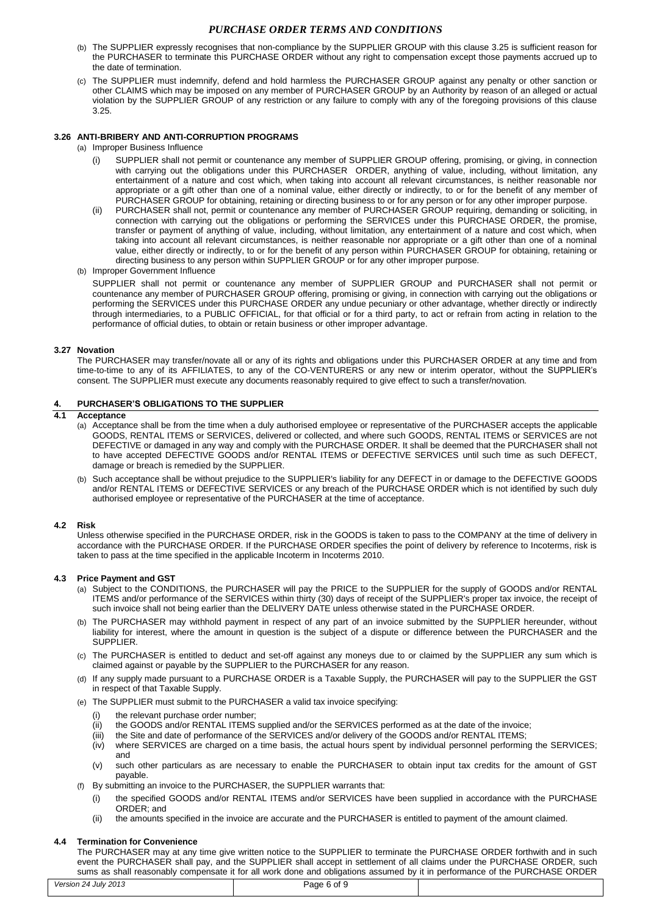(b) The SUPPLIER expressly recognises that non-compliance by the SUPPLIER GROUP with this clause 3.25 is sufficient reason for the PURCHASER to terminate this PURCHASE ORDER without any right to compensation except those payments accrued up to the date of termination.

(c) The SUPPLIER must indemnify, defend and hold harmless the PURCHASER GROUP against any penalty or other sanction or other CLAIMS which may be imposed on any member of PURCHASER GROUP by an Authority by reason of an alleged or actual violation by the SUPPLIER GROUP of any restriction or any failure to comply with any of the foregoing provisions of this clause 3.25.

### 3.26 ANTI-BRIBERY AND ANTI-CORRUPTION PROGRAMS

(a) Improper Business Influence

(i) SUPPLIER shall not permit or countenance any member of SUPPLIER GROUP offering, promising, or giving, in connection with carrying out the obligations under this PURCHASER ORDER, anything of value, including, without limitation, any entertainment of a nature and cost which, when taking into account all relevant circumstances, is neither reasonable nor appropriate or a gift other than one of a nominal value, either directly or indirectly, to or for the benefit of any member of PURCHASER GROUP for obtaining, retaining or directing business to or for any person or for any other improper purpose.

(ii) PURCHASER shall not, permit or countenance any member of PURCHASER GROUP requiring, demanding or soliciting, in connection with carrying out the obligations or performing the SERVICES under this PURCHASE ORDER, the promise, transfer or payment of anything of value, including, without limitation, any entertainment of a nature and cost which, when taking into account all relevant circumstances, is neither reasonable nor appropriate or a gift other than one of a nominal value, either directly or indirectly, to or for the benefit of any person within PURCHASER GROUP for obtaining, retaining or directing business to any person within SUPPLIER GROUP or for any other improper purpose.

(b) Improper Government Influence

SUPPLIER shall not permit or countenance any member of SUPPLIER GROUP and PURCHASER shall not permit or countenance any member of PURCHASER GROUP offering, promising or giving, in connection with carrying out the obligations or performing the SERVICES under this PURCHASE ORDER any undue pecuniary or other advantage, whether directly or indirectly through intermediaries, to a PUBLIC OFFICIAL, for that official or for a third party, to act or refrain from acting in relation to the performance of official duties, to obtain or retain business or other improper advantage.

### 3.27 Novation

The PURCHASER may transfer/novate all or any of its rights and obligations under this PURCHASER ORDER at any time and from time-to-time to any of its AFFILIATES, to any of the CO-VENTURERS or any new or interim operator, without the SUPPLIER's consent. The SUPPLIER must execute any documents reasonably required to give effect to such a transfer/novation.

## 4. PURCHASER'S OBLIGATIONS TO THE SUPPLIER

### 4.1 Acceptance

(a) Acceptance shall be from the time when a duly authorised employee or representative of the PURCHASER accepts the applicable GOODS, RENTAL ITEMS or SERVICES, delivered or collected, and where such GOODS, RENTAL ITEMS or SERVICES are not DEFECTIVE or damaged in any way and comply with the PURCHASE ORDER. It shall be deemed that the PURCHASER shall not to have accepted DEFECTIVE GOODS and/or RENTAL ITEMS or DEFECTIVE SERVICES until such time as such DEFECT, damage or breach is remedied by the SUPPLIER.

(b) Such acceptance shall be without prejudice to the SUPPLIER's liability for any DEFECT in or damage to the DEFECTIVE GOODS and/or RENTAL ITEMS or DEFECTIVE SERVICES or any breach of the PURCHASE ORDER which is not identified by such duly authorised employee or representative of the PURCHASER at the time of acceptance.

### 4.2 Risk

Unless otherwise specified in the PURCHASE ORDER, risk in the GOODS is taken to pass to the COMPANY at the time of delivery in accordance with the PURCHASE ORDER. If the PURCHASE ORDER specifies the point of delivery by reference to Incoterms, risk is taken to pass at the time specified in the applicable Incoterm in Incoterms 2010.

### 4.3 Price Payment and GST

(a) Subject to the CONDITIONS, the PURCHASER will pay the PRICE to the SUPPLIER for the supply of GOODS and/or RENTAL ITEMS and/or performance of the SERVICES within thirty (30) days of receipt of the SUPPLIER's proper tax invoice, the receipt of such invoice shall not being earlier than the DELIVERY DATE unless otherwise stated in the PURCHASE ORDER.

(b) The PURCHASER may withhold payment in respect of any part of an invoice submitted by the SUPPLIER hereunder, without liability for interest, where the amount in question is the subject of a dispute or difference between the PURCHASER and the SUPPLIER.

(c) The PURCHASER is entitled to deduct and set-off against any moneys due to or claimed by the SUPPLIER any sum which is claimed against or payable by the SUPPLIER to the PURCHASER for any reason.

(d) If any supply made pursuant to a PURCHASE ORDER is a Taxable Supply, the PURCHASER will pay to the SUPPLIER the GST in respect of that Taxable Supply.

(e) The SUPPLIER must submit to the PURCHASER a valid tax invoice specifying:

(i) the relevant purchase order number;
(ii) the GOODS and/or RENTAL ITEMS supplied and/or the SERVICES performed as at the date of the invoice;
(iii) the Site and date of performance of the SERVICES and/or delivery of the GOODS and/or RENTAL ITEMS;
(iv) where SERVICES are charged on a time basis, the actual hours spent by individual personnel performing the SERVICES; and
(v) such other particulars as are necessary to enable the PURCHASER to obtain input tax credits for the amount of GST payable.

(f) By submitting an invoice to the PURCHASER, the SUPPLIER warrants that:

(i) the specified GOODS and/or RENTAL ITEMS and/or SERVICES have been supplied in accordance with the PURCHASE ORDER; and
(ii) the amounts specified in the invoice are accurate and the PURCHASER is entitled to payment of the amount claimed.

### 4.4 Termination for Convenience

The PURCHASER may at any time give written notice to the SUPPLIER to terminate the PURCHASE ORDER forthwith and in such event the PURCHASER shall pay, and the SUPPLIER shall accept in settlement of all claims under the PURCHASE ORDER, such sums as shall reasonably compensate it for all work done and obligations assumed by it in performance of the PURCHASE ORDER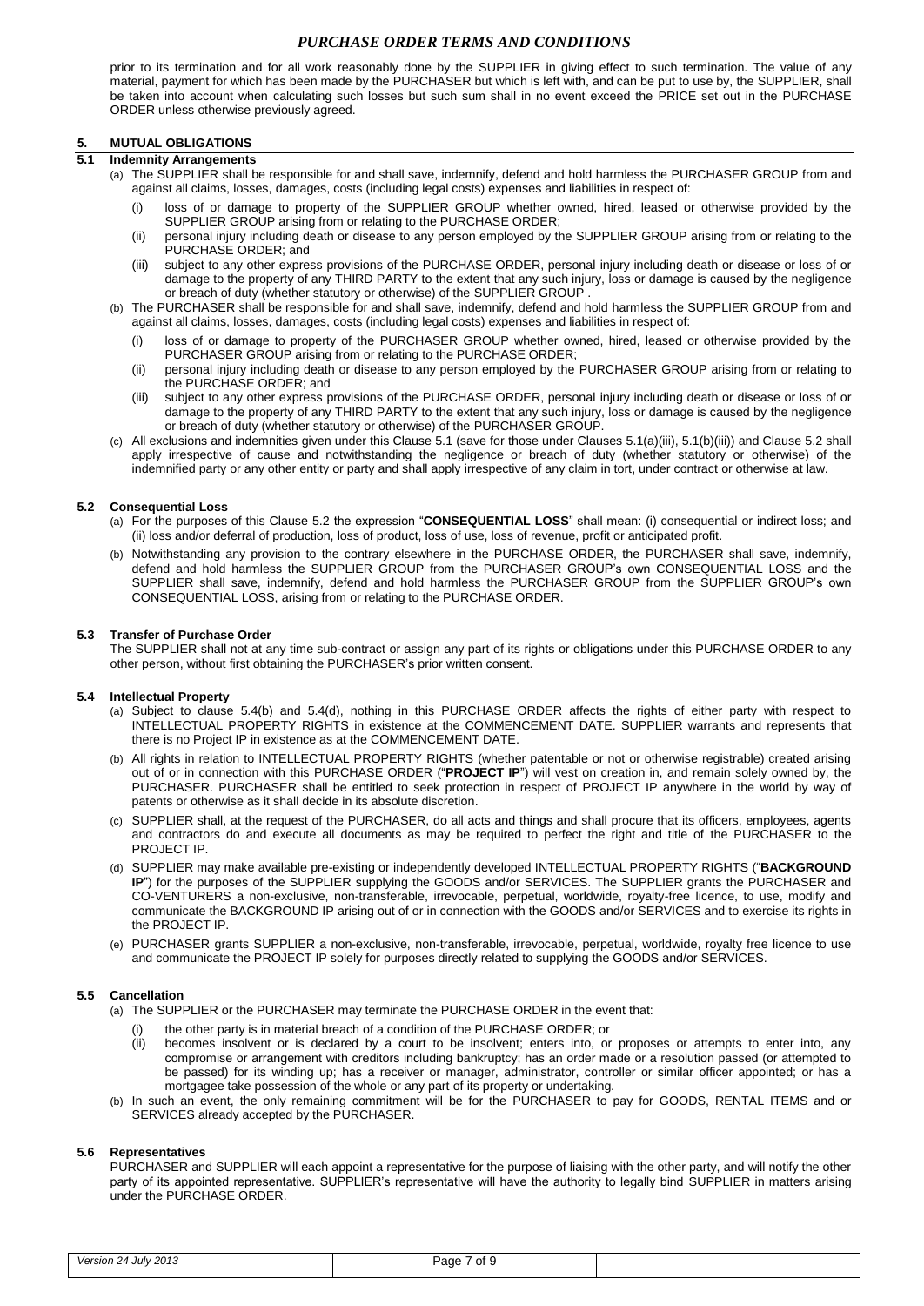prior to its termination and for all work reasonably done by the SUPPLIER in giving effect to such termination. The value of any material, payment for which has been made by the PURCHASER but which is left with, and can be put to use by, the SUPPLIER, shall be taken into account when calculating such losses but such sum shall in no event exceed the PRICE set out in the PURCHASE ORDER unless otherwise previously agreed.

## 5. MUTUAL OBLIGATIONS

### 5.1 Indemnity Arrangements

(a) The SUPPLIER shall be responsible for and shall save, indemnify, defend and hold harmless the PURCHASER GROUP from and against all claims, losses, damages, costs (including legal costs) expenses and liabilities in respect of:

  (i) loss of or damage to property of the SUPPLIER GROUP whether owned, hired, leased or otherwise provided by the SUPPLIER GROUP arising from or relating to the PURCHASE ORDER;

  (ii) personal injury including death or disease to any person employed by the SUPPLIER GROUP arising from or relating to the PURCHASE ORDER; and

  (iii) subject to any other express provisions of the PURCHASE ORDER, personal injury including death or disease or loss of or damage to the property of any THIRD PARTY to the extent that any such injury, loss or damage is caused by the negligence or breach of duty (whether statutory or otherwise) of the SUPPLIER GROUP .

(b) The PURCHASER shall be responsible for and shall save, indemnify, defend and hold harmless the SUPPLIER GROUP from and against all claims, losses, damages, costs (including legal costs) expenses and liabilities in respect of:

  (i) loss of or damage to property of the PURCHASER GROUP whether owned, hired, leased or otherwise provided by the PURCHASER GROUP arising from or relating to the PURCHASE ORDER;

  (ii) personal injury including death or disease to any person employed by the PURCHASER GROUP arising from or relating to the PURCHASE ORDER; and

  (iii) subject to any other express provisions of the PURCHASE ORDER, personal injury including death or disease or loss of or damage to the property of any THIRD PARTY to the extent that any such injury, loss or damage is caused by the negligence or breach of duty (whether statutory or otherwise) of the PURCHASER GROUP.

(c) All exclusions and indemnities given under this Clause 5.1 (save for those under Clauses 5.1(a)(iii), 5.1(b)(iii)) and Clause 5.2 shall apply irrespective of cause and notwithstanding the negligence or breach of duty (whether statutory or otherwise) of the indemnified party or any other entity or party and shall apply irrespective of any claim in tort, under contract or otherwise at law.

### 5.2 Consequential Loss

(a) For the purposes of this Clause 5.2 the expression "**CONSEQUENTIAL LOSS**" shall mean: (i) consequential or indirect loss; and (ii) loss and/or deferral of production, loss of product, loss of use, loss of revenue, profit or anticipated profit.

(b) Notwithstanding any provision to the contrary elsewhere in the PURCHASE ORDER, the PURCHASER shall save, indemnify, defend and hold harmless the SUPPLIER GROUP from the PURCHASER GROUP's own CONSEQUENTIAL LOSS and the SUPPLIER shall save, indemnify, defend and hold harmless the PURCHASER GROUP from the SUPPLIER GROUP's own CONSEQUENTIAL LOSS, arising from or relating to the PURCHASE ORDER.

### 5.3 Transfer of Purchase Order

The SUPPLIER shall not at any time sub-contract or assign any part of its rights or obligations under this PURCHASE ORDER to any other person, without first obtaining the PURCHASER's prior written consent.

### 5.4 Intellectual Property

(a) Subject to clause 5.4(b) and 5.4(d), nothing in this PURCHASE ORDER affects the rights of either party with respect to INTELLECTUAL PROPERTY RIGHTS in existence at the COMMENCEMENT DATE. SUPPLIER warrants and represents that there is no Project IP in existence as at the COMMENCEMENT DATE.

(b) All rights in relation to INTELLECTUAL PROPERTY RIGHTS (whether patentable or not or otherwise registrable) created arising out of or in connection with this PURCHASE ORDER ("**PROJECT IP**") will vest on creation in, and remain solely owned by, the PURCHASER. PURCHASER shall be entitled to seek protection in respect of PROJECT IP anywhere in the world by way of patents or otherwise as it shall decide in its absolute discretion.

(c) SUPPLIER shall, at the request of the PURCHASER, do all acts and things and shall procure that its officers, employees, agents and contractors do and execute all documents as may be required to perfect the right and title of the PURCHASER to the PROJECT IP.

(d) SUPPLIER may make available pre-existing or independently developed INTELLECTUAL PROPERTY RIGHTS ("**BACKGROUND IP**") for the purposes of the SUPPLIER supplying the GOODS and/or SERVICES. The SUPPLIER grants the PURCHASER and CO-VENTURERS a non-exclusive, non-transferable, irrevocable, perpetual, worldwide, royalty-free licence, to use, modify and communicate the BACKGROUND IP arising out of or in connection with the GOODS and/or SERVICES and to exercise its rights in the PROJECT IP.

(e) PURCHASER grants SUPPLIER a non-exclusive, non-transferable, irrevocable, perpetual, worldwide, royalty free licence to use and communicate the PROJECT IP solely for purposes directly related to supplying the GOODS and/or SERVICES.

### 5.5 Cancellation

(a) The SUPPLIER or the PURCHASER may terminate the PURCHASE ORDER in the event that:

  (i) the other party is in material breach of a condition of the PURCHASE ORDER; or

  (ii) becomes insolvent or is declared by a court to be insolvent; enters into, or proposes or attempts to enter into, any compromise or arrangement with creditors including bankruptcy; has an order made or a resolution passed (or attempted to be passed) for its winding up; has a receiver or manager, administrator, controller or similar officer appointed; or has a mortgagee take possession of the whole or any part of its property or undertaking.

(b) In such an event, the only remaining commitment will be for the PURCHASER to pay for GOODS, RENTAL ITEMS and or SERVICES already accepted by the PURCHASER.

### 5.6 Representatives

PURCHASER and SUPPLIER will each appoint a representative for the purpose of liaising with the other party, and will notify the other party of its appointed representative. SUPPLIER's representative will have the authority to legally bind SUPPLIER in matters arising under the PURCHASE ORDER.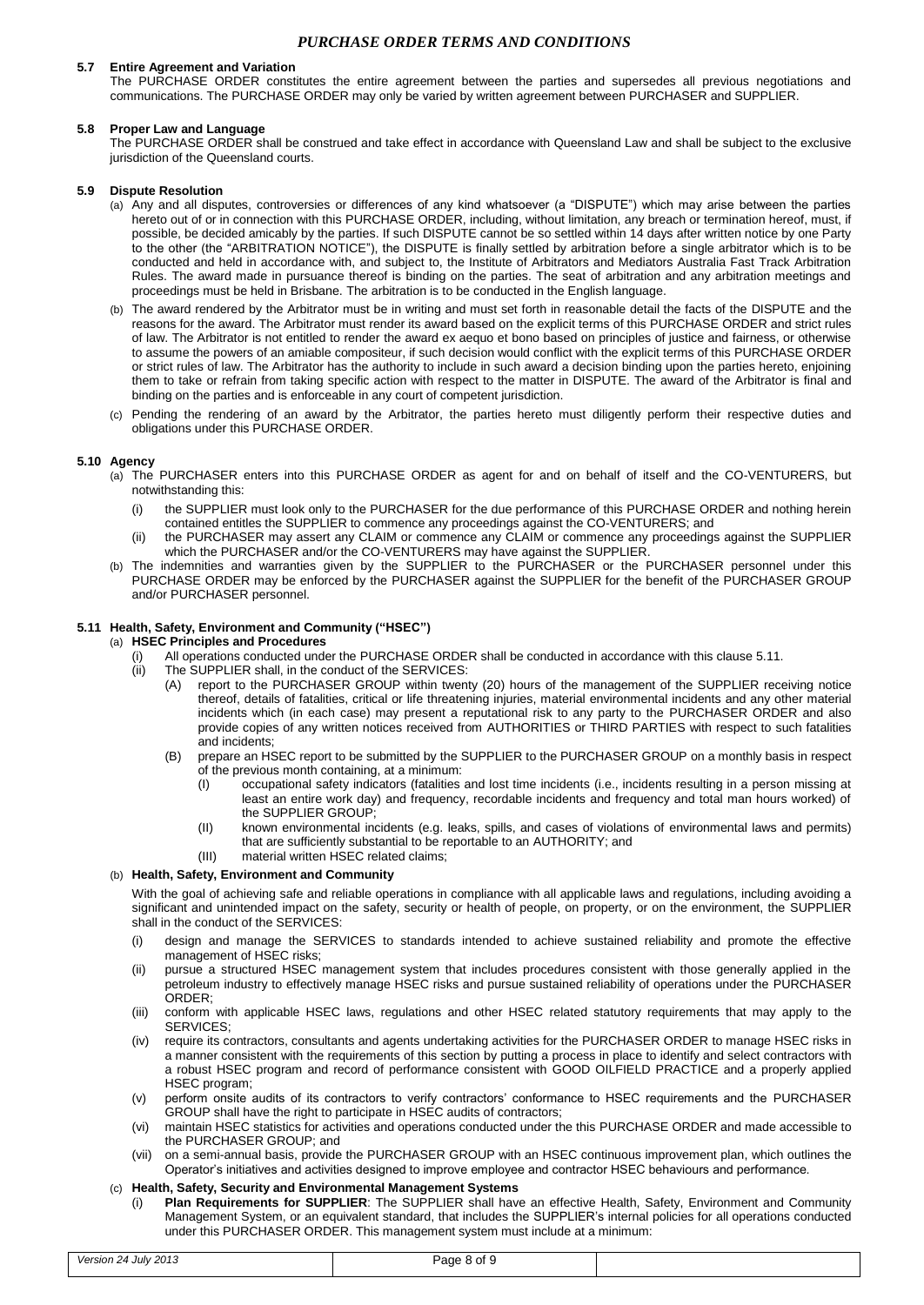### 5.7 Entire Agreement and Variation

The PURCHASE ORDER constitutes the entire agreement between the parties and supersedes all previous negotiations and communications. The PURCHASE ORDER may only be varied by written agreement between PURCHASER and SUPPLIER.

### 5.8 Proper Law and Language

The PURCHASE ORDER shall be construed and take effect in accordance with Queensland Law and shall be subject to the exclusive jurisdiction of the Queensland courts.

### 5.9 Dispute Resolution

(a) Any and all disputes, controversies or differences of any kind whatsoever (a "DISPUTE") which may arise between the parties hereto out of or in connection with this PURCHASE ORDER, including, without limitation, any breach or termination hereof, must, if possible, be decided amicably by the parties. If such DISPUTE cannot be so settled within 14 days after written notice by one Party to the other (the "ARBITRATION NOTICE"), the DISPUTE is finally settled by arbitration before a single arbitrator which is to be conducted and held in accordance with, and subject to, the Institute of Arbitrators and Mediators Australia Fast Track Arbitration Rules. The award made in pursuance thereof is binding on the parties. The seat of arbitration and any arbitration meetings and proceedings must be held in Brisbane. The arbitration is to be conducted in the English language.

(b) The award rendered by the Arbitrator must be in writing and must set forth in reasonable detail the facts of the DISPUTE and the reasons for the award. The Arbitrator must render its award based on the explicit terms of this PURCHASE ORDER and strict rules of law. The Arbitrator is not entitled to render the award ex aequo et bono based on principles of justice and fairness, or otherwise to assume the powers of an amiable compositeur, if such decision would conflict with the explicit terms of this PURCHASE ORDER or strict rules of law. The Arbitrator has the authority to include in such award a decision binding upon the parties hereto, enjoining them to take or refrain from taking specific action with respect to the matter in DISPUTE. The award of the Arbitrator is final and binding on the parties and is enforceable in any court of competent jurisdiction.

(c) Pending the rendering of an award by the Arbitrator, the parties hereto must diligently perform their respective duties and obligations under this PURCHASE ORDER.

### 5.10 Agency

(a) The PURCHASER enters into this PURCHASE ORDER as agent for and on behalf of itself and the CO-VENTURERS, but notwithstanding this:

  (i) the SUPPLIER must look only to the PURCHASER for the due performance of this PURCHASE ORDER and nothing herein contained entitles the SUPPLIER to commence any proceedings against the CO-VENTURERS; and

  (ii) the PURCHASER may assert any CLAIM or commence any CLAIM or commence any proceedings against the SUPPLIER which the PURCHASER and/or the CO-VENTURERS may have against the SUPPLIER.

(b) The indemnities and warranties given by the SUPPLIER to the PURCHASER or the PURCHASER personnel under this PURCHASE ORDER may be enforced by the PURCHASER against the SUPPLIER for the benefit of the PURCHASER GROUP and/or PURCHASER personnel.

### 5.11 Health, Safety, Environment and Community ("HSEC")

(a) **HSEC Principles and Procedures**

  (i) All operations conducted under the PURCHASE ORDER shall be conducted in accordance with this clause 5.11.

  (ii) The SUPPLIER shall, in the conduct of the SERVICES:

    (A) report to the PURCHASER GROUP within twenty (20) hours of the management of the SUPPLIER receiving notice thereof, details of fatalities, critical or life threatening injuries, material environmental incidents and any other material incidents which (in each case) may present a reputational risk to any party to the PURCHASER ORDER and also provide copies of any written notices received from AUTHORITIES or THIRD PARTIES with respect to such fatalities and incidents;

    (B) prepare an HSEC report to be submitted by the SUPPLIER to the PURCHASER GROUP on a monthly basis in respect of the previous month containing, at a minimum:

      (I) occupational safety indicators (fatalities and lost time incidents (i.e., incidents resulting in a person missing at least an entire work day) and frequency, recordable incidents and frequency and total man hours worked) of the SUPPLIER GROUP;

      (II) known environmental incidents (e.g. leaks, spills, and cases of violations of environmental laws and permits) that are sufficiently substantial to be reportable to an AUTHORITY; and

      (III) material written HSEC related claims;

(b) **Health, Safety, Environment and Community**

With the goal of achieving safe and reliable operations in compliance with all applicable laws and regulations, including avoiding a significant and unintended impact on the safety, security or health of people, on property, or on the environment, the SUPPLIER shall in the conduct of the SERVICES:

  (i) design and manage the SERVICES to standards intended to achieve sustained reliability and promote the effective management of HSEC risks;

  (ii) pursue a structured HSEC management system that includes procedures consistent with those generally applied in the petroleum industry to effectively manage HSEC risks and pursue sustained reliability of operations under the PURCHASER ORDER;

  (iii) conform with applicable HSEC laws, regulations and other HSEC related statutory requirements that may apply to the SERVICES;

  (iv) require its contractors, consultants and agents undertaking activities for the PURCHASER ORDER to manage HSEC risks in a manner consistent with the requirements of this section by putting a process in place to identify and select contractors with a robust HSEC program and record of performance consistent with GOOD OILFIELD PRACTICE and a properly applied HSEC program;

  (v) perform onsite audits of its contractors to verify contractors' conformance to HSEC requirements and the PURCHASER GROUP shall have the right to participate in HSEC audits of contractors;

  (vi) maintain HSEC statistics for activities and operations conducted under the this PURCHASER ORDER and made accessible to the PURCHASER GROUP; and

  (vii) on a semi-annual basis, provide the PURCHASER GROUP with an HSEC continuous improvement plan, which outlines the Operator's initiatives and activities designed to improve employee and contractor HSEC behaviours and performance.

(c) **Health, Safety, Security and Environmental Management Systems**

  (i) **Plan Requirements for SUPPLIER**: The SUPPLIER shall have an effective Health, Safety, Environment and Community Management System, or an equivalent standard, that includes the SUPPLIER's internal policies for all operations conducted under this PURCHASER ORDER. This management system must include at a minimum: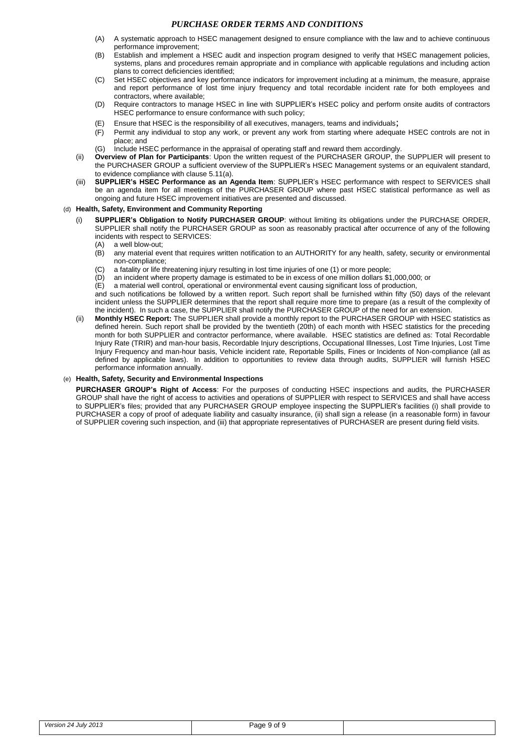(A) A systematic approach to HSEC management designed to ensure compliance with the law and to achieve continuous performance improvement;

(B) Establish and implement a HSEC audit and inspection program designed to verify that HSEC management policies, systems, plans and procedures remain appropriate and in compliance with applicable regulations and including action plans to correct deficiencies identified;

(C) Set HSEC objectives and key performance indicators for improvement including at a minimum, the measure, appraise and report performance of lost time injury frequency and total recordable incident rate for both employees and contractors, where available;

(D) Require contractors to manage HSEC in line with SUPPLIER's HSEC policy and perform onsite audits of contractors HSEC performance to ensure conformance with such policy;

(E) Ensure that HSEC is the responsibility of all executives, managers, teams and individuals;

(F) Permit any individual to stop any work, or prevent any work from starting where adequate HSEC controls are not in place; and

(G) Include HSEC performance in the appraisal of operating staff and reward them accordingly.

(ii) **Overview of Plan for Participants**: Upon the written request of the PURCHASER GROUP, the SUPPLIER will present to the PURCHASER GROUP a sufficient overview of the SUPPLIER's HSEC Management systems or an equivalent standard, to evidence compliance with clause 5.11(a).

(iii) **SUPPLIER's HSEC Performance as an Agenda Item**: SUPPLIER's HSEC performance with respect to SERVICES shall be an agenda item for all meetings of the PURCHASER GROUP where past HSEC statistical performance as well as ongoing and future HSEC improvement initiatives are presented and discussed.

(d) **Health, Safety, Environment and Community Reporting**

(i) **SUPPLIER's Obligation to Notify PURCHASER GROUP**: without limiting its obligations under the PURCHASE ORDER, SUPPLIER shall notify the PURCHASER GROUP as soon as reasonably practical after occurrence of any of the following incidents with respect to SERVICES:

(A) a well blow-out;

(B) any material event that requires written notification to an AUTHORITY for any health, safety, security or environmental non-compliance;

(C) a fatality or life threatening injury resulting in lost time injuries of one (1) or more people;

(D) an incident where property damage is estimated to be in excess of one million dollars $1,000,000; or

(E) a material well control, operational or environmental event causing significant loss of production,

and such notifications be followed by a written report. Such report shall be furnished within fifty (50) days of the relevant incident unless the SUPPLIER determines that the report shall require more time to prepare (as a result of the complexity of the incident). In such a case, the SUPPLIER shall notify the PURCHASER GROUP of the need for an extension.

(ii) **Monthly HSEC Report:** The SUPPLIER shall provide a monthly report to the PURCHASER GROUP with HSEC statistics as defined herein. Such report shall be provided by the twentieth (20th) of each month with HSEC statistics for the preceding month for both SUPPLIER and contractor performance, where available. HSEC statistics are defined as: Total Recordable Injury Rate (TRIR) and man-hour basis, Recordable Injury descriptions, Occupational Illnesses, Lost Time Injuries, Lost Time Injury Frequency and man-hour basis, Vehicle incident rate, Reportable Spills, Fines or Incidents of Non-compliance (all as defined by applicable laws). In addition to opportunities to review data through audits, SUPPLIER will furnish HSEC performance information annually.

(e) **Health, Safety, Security and Environmental Inspections**

**PURCHASER GROUP's Right of Access**: For the purposes of conducting HSEC inspections and audits, the PURCHASER GROUP shall have the right of access to activities and operations of SUPPLIER with respect to SERVICES and shall have access to SUPPLIER's files; provided that any PURCHASER GROUP employee inspecting the SUPPLIER's facilities (i) shall provide to PURCHASER a copy of proof of adequate liability and casualty insurance, (ii) shall sign a release (in a reasonable form) in favour of SUPPLIER covering such inspection, and (iii) that appropriate representatives of PURCHASER are present during field visits.